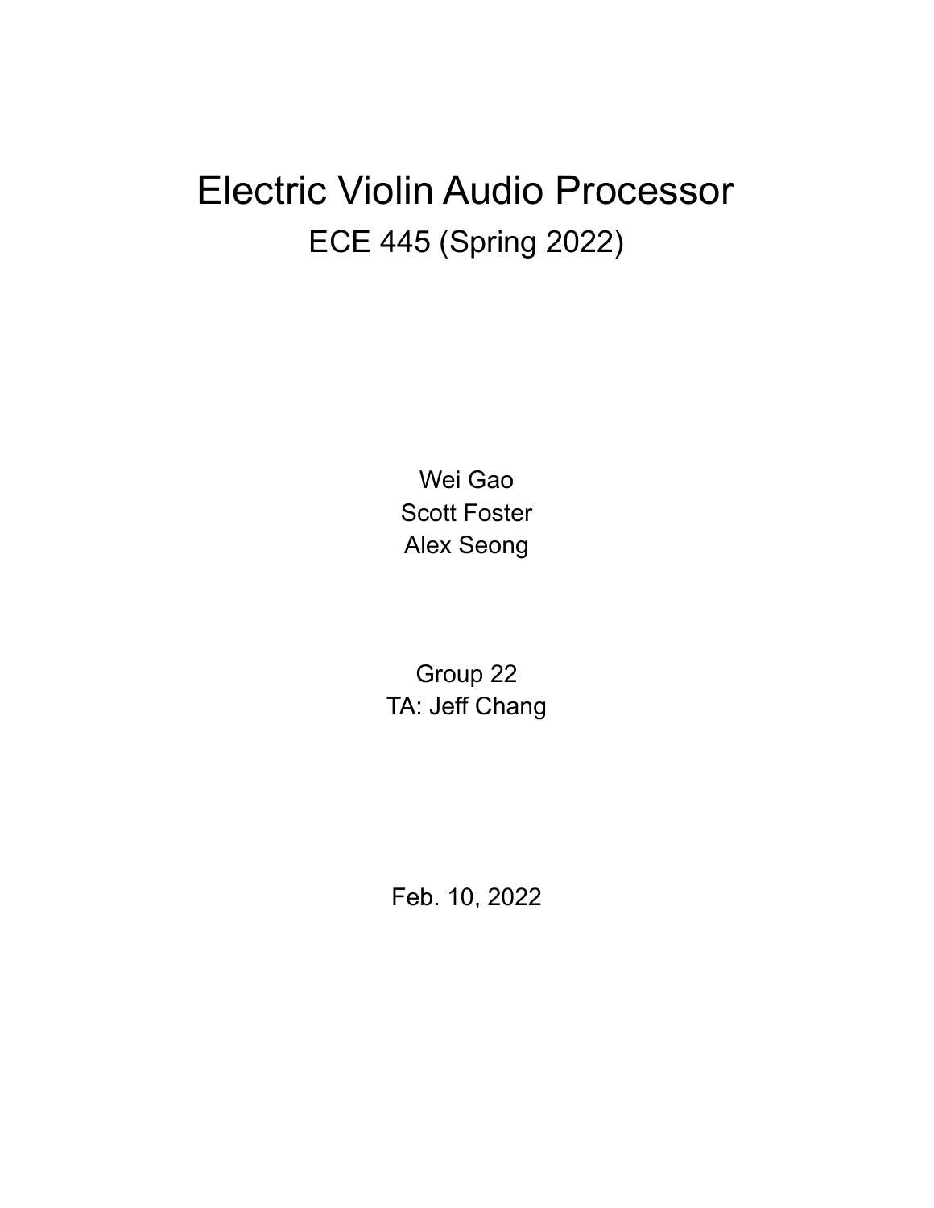# Electric Violin Audio Processor

## ECE 445 (Spring 2022)

Wei Gao
Scott Foster
Alex Seong

Group 22
TA: Jeff Chang

Feb. 10, 2022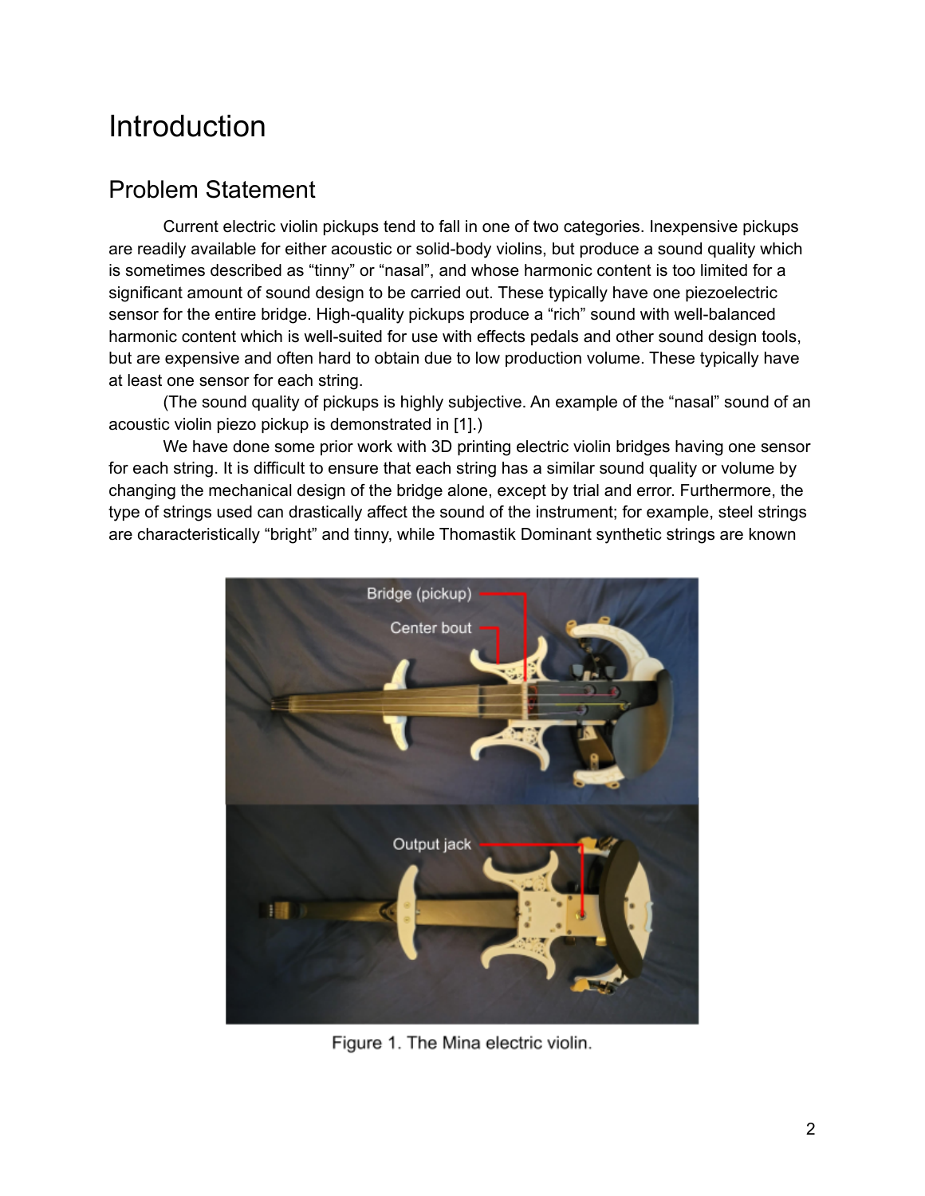# Introduction

## Problem Statement

Current electric violin pickups tend to fall in one of two categories. Inexpensive pickups are readily available for either acoustic or solid-body violins, but produce a sound quality which is sometimes described as "tinny" or "nasal", and whose harmonic content is too limited for a significant amount of sound design to be carried out. These typically have one piezoelectric sensor for the entire bridge. High-quality pickups produce a "rich" sound with well-balanced harmonic content which is well-suited for use with effects pedals and other sound design tools, but are expensive and often hard to obtain due to low production volume. These typically have at least one sensor for each string.

(The sound quality of pickups is highly subjective. An example of the "nasal" sound of an acoustic violin piezo pickup is demonstrated in [1].)

We have done some prior work with 3D printing electric violin bridges having one sensor for each string. It is difficult to ensure that each string has a similar sound quality or volume by changing the mechanical design of the bridge alone, except by trial and error. Furthermore, the type of strings used can drastically affect the sound of the instrument; for example, steel strings are characteristically "bright" and tinny, while Thomastik Dominant synthetic strings are known

Figure 1. The Mina electric violin.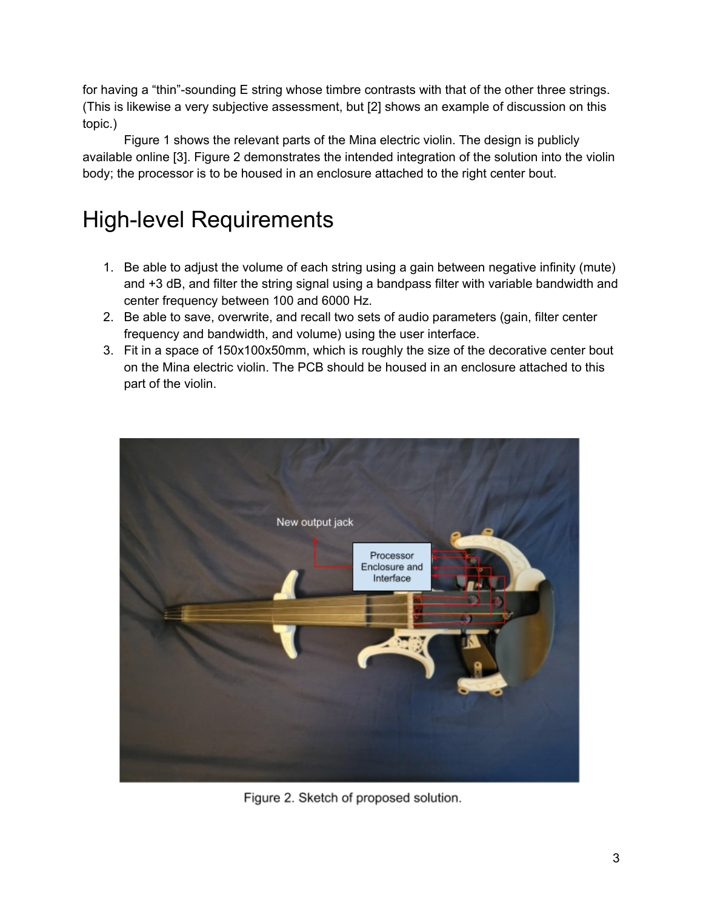for having a "thin"-sounding E string whose timbre contrasts with that of the other three strings. (This is likewise a very subjective assessment, but [2] shows an example of discussion on this topic.)

Figure 1 shows the relevant parts of the Mina electric violin. The design is publicly available online [3]. Figure 2 demonstrates the intended integration of the solution into the violin body; the processor is to be housed in an enclosure attached to the right center bout.

# High-level Requirements

1. Be able to adjust the volume of each string using a gain between negative infinity (mute) and +3 dB, and filter the string signal using a bandpass filter with variable bandwidth and center frequency between 100 and 6000 Hz.
2. Be able to save, overwrite, and recall two sets of audio parameters (gain, filter center frequency and bandwidth, and volume) using the user interface.
3. Fit in a space of 150x100x50mm, which is roughly the size of the decorative center bout on the Mina electric violin. The PCB should be housed in an enclosure attached to this part of the violin.

Figure 2. Sketch of proposed solution.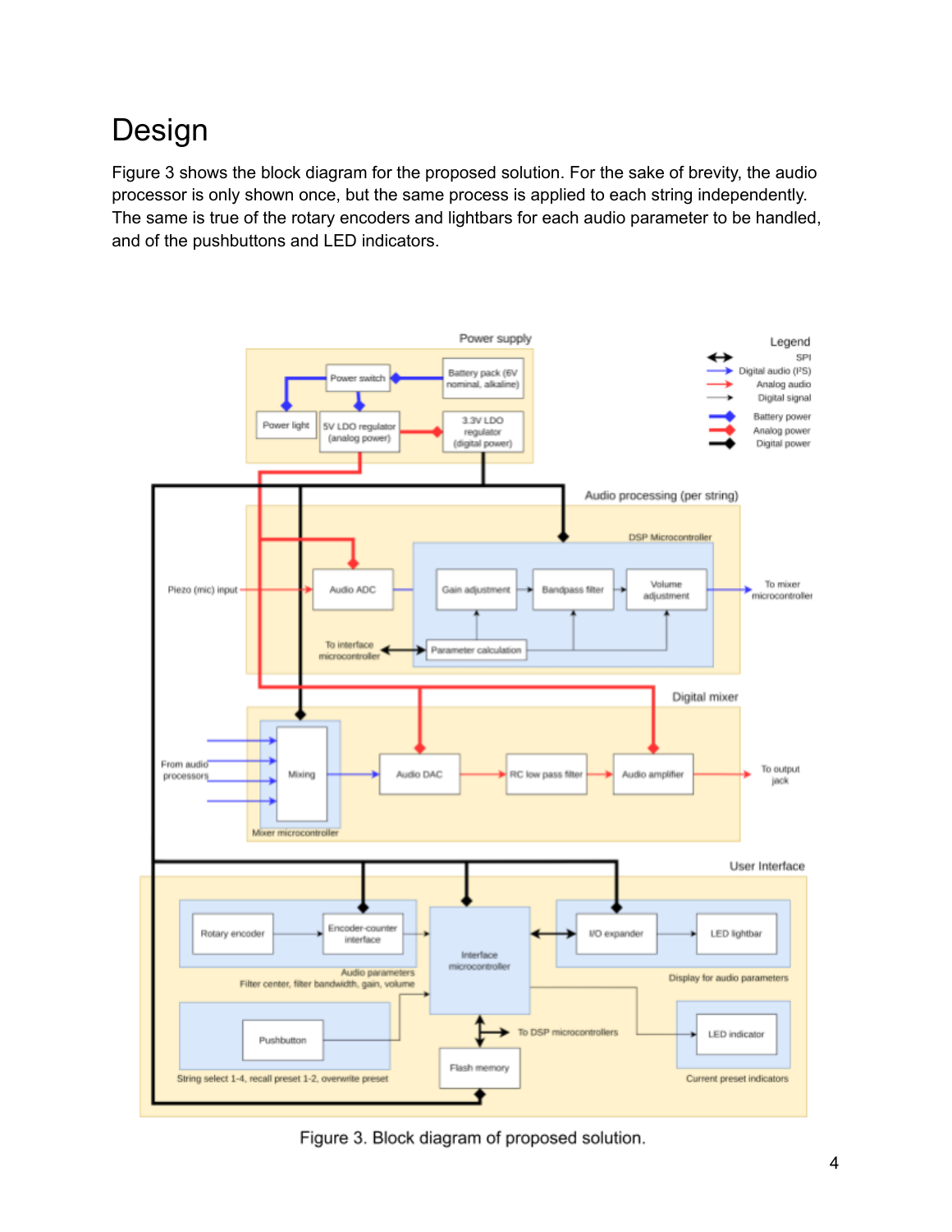# Design

Figure 3 shows the block diagram for the proposed solution. For the sake of brevity, the audio processor is only shown once, but the same process is applied to each string independently. The same is true of the rotary encoders and lightbars for each audio parameter to be handled, and of the pushbuttons and LED indicators.

Figure 3. Block diagram of proposed solution.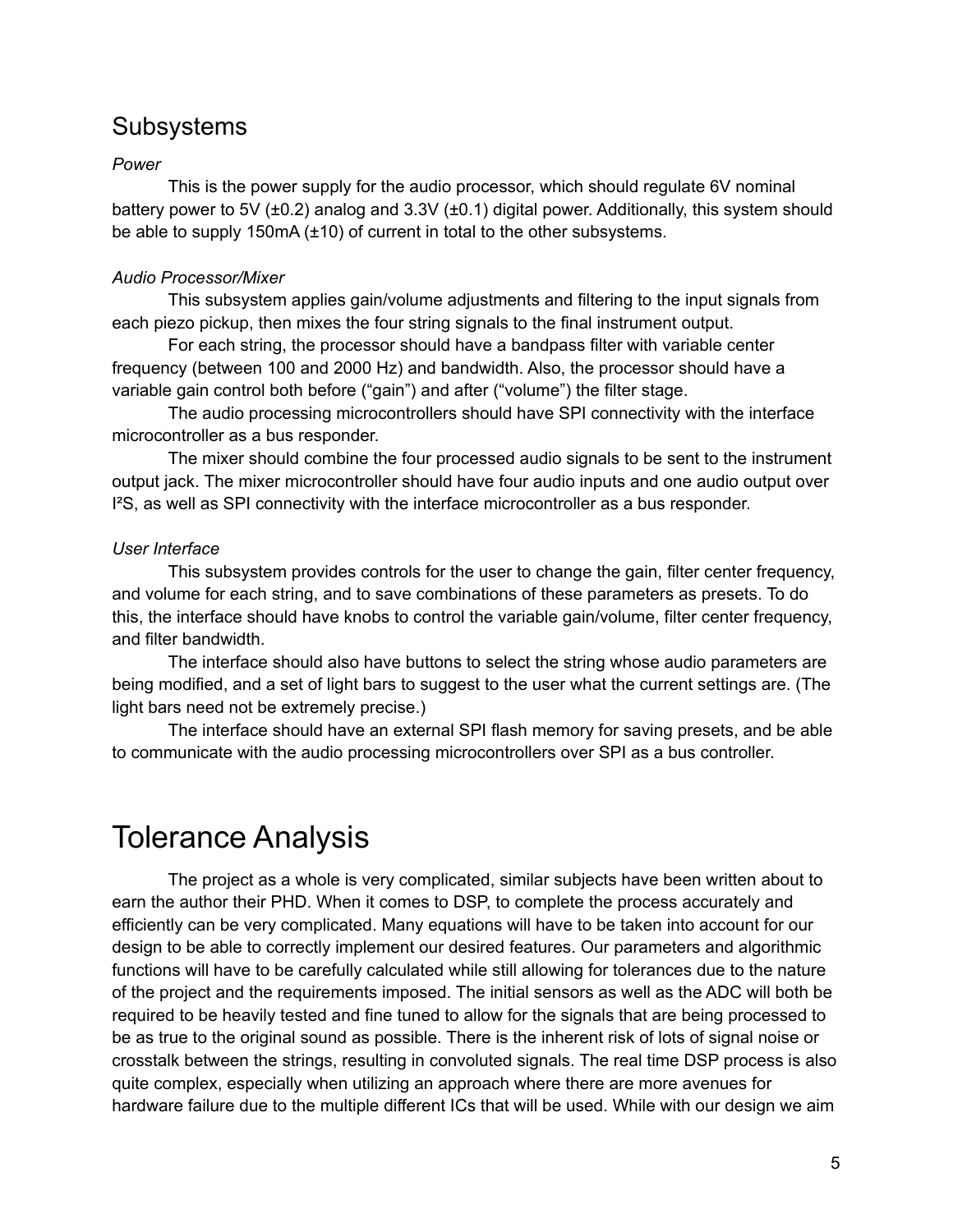## Subsystems

*Power*

This is the power supply for the audio processor, which should regulate 6V nominal battery power to 5V (±0.2) analog and 3.3V (±0.1) digital power. Additionally, this system should be able to supply 150mA (±10) of current in total to the other subsystems.

*Audio Processor/Mixer*

This subsystem applies gain/volume adjustments and filtering to the input signals from each piezo pickup, then mixes the four string signals to the final instrument output.

For each string, the processor should have a bandpass filter with variable center frequency (between 100 and 2000 Hz) and bandwidth. Also, the processor should have a variable gain control both before ("gain") and after ("volume") the filter stage.

The audio processing microcontrollers should have SPI connectivity with the interface microcontroller as a bus responder.

The mixer should combine the four processed audio signals to be sent to the instrument output jack. The mixer microcontroller should have four audio inputs and one audio output over I²S, as well as SPI connectivity with the interface microcontroller as a bus responder.

*User Interface*

This subsystem provides controls for the user to change the gain, filter center frequency, and volume for each string, and to save combinations of these parameters as presets. To do this, the interface should have knobs to control the variable gain/volume, filter center frequency, and filter bandwidth.

The interface should also have buttons to select the string whose audio parameters are being modified, and a set of light bars to suggest to the user what the current settings are. (The light bars need not be extremely precise.)

The interface should have an external SPI flash memory for saving presets, and be able to communicate with the audio processing microcontrollers over SPI as a bus controller.

# Tolerance Analysis

The project as a whole is very complicated, similar subjects have been written about to earn the author their PHD. When it comes to DSP, to complete the process accurately and efficiently can be very complicated. Many equations will have to be taken into account for our design to be able to correctly implement our desired features. Our parameters and algorithmic functions will have to be carefully calculated while still allowing for tolerances due to the nature of the project and the requirements imposed. The initial sensors as well as the ADC will both be required to be heavily tested and fine tuned to allow for the signals that are being processed to be as true to the original sound as possible. There is the inherent risk of lots of signal noise or crosstalk between the strings, resulting in convoluted signals. The real time DSP process is also quite complex, especially when utilizing an approach where there are more avenues for hardware failure due to the multiple different ICs that will be used. While with our design we aim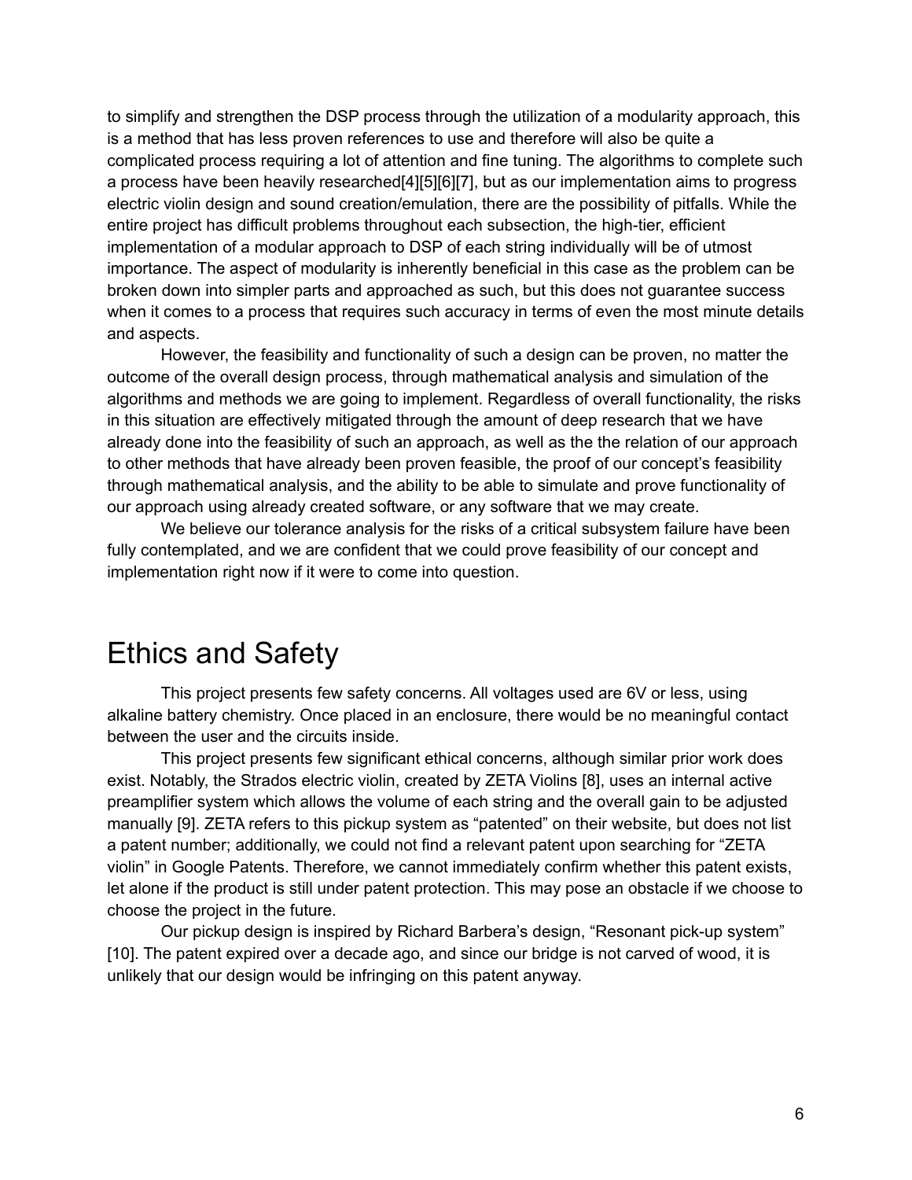to simplify and strengthen the DSP process through the utilization of a modularity approach, this is a method that has less proven references to use and therefore will also be quite a complicated process requiring a lot of attention and fine tuning. The algorithms to complete such a process have been heavily researched[4][5][6][7], but as our implementation aims to progress electric violin design and sound creation/emulation, there are the possibility of pitfalls. While the entire project has difficult problems throughout each subsection, the high-tier, efficient implementation of a modular approach to DSP of each string individually will be of utmost importance. The aspect of modularity is inherently beneficial in this case as the problem can be broken down into simpler parts and approached as such, but this does not guarantee success when it comes to a process that requires such accuracy in terms of even the most minute details and aspects.

However, the feasibility and functionality of such a design can be proven, no matter the outcome of the overall design process, through mathematical analysis and simulation of the algorithms and methods we are going to implement. Regardless of overall functionality, the risks in this situation are effectively mitigated through the amount of deep research that we have already done into the feasibility of such an approach, as well as the the relation of our approach to other methods that have already been proven feasible, the proof of our concept's feasibility through mathematical analysis, and the ability to be able to simulate and prove functionality of our approach using already created software, or any software that we may create.

We believe our tolerance analysis for the risks of a critical subsystem failure have been fully contemplated, and we are confident that we could prove feasibility of our concept and implementation right now if it were to come into question.

# Ethics and Safety

This project presents few safety concerns. All voltages used are 6V or less, using alkaline battery chemistry. Once placed in an enclosure, there would be no meaningful contact between the user and the circuits inside.

This project presents few significant ethical concerns, although similar prior work does exist. Notably, the Strados electric violin, created by ZETA Violins [8], uses an internal active preamplifier system which allows the volume of each string and the overall gain to be adjusted manually [9]. ZETA refers to this pickup system as "patented" on their website, but does not list a patent number; additionally, we could not find a relevant patent upon searching for "ZETA violin" in Google Patents. Therefore, we cannot immediately confirm whether this patent exists, let alone if the product is still under patent protection. This may pose an obstacle if we choose to choose the project in the future.

Our pickup design is inspired by Richard Barbera's design, "Resonant pick-up system" [10]. The patent expired over a decade ago, and since our bridge is not carved of wood, it is unlikely that our design would be infringing on this patent anyway.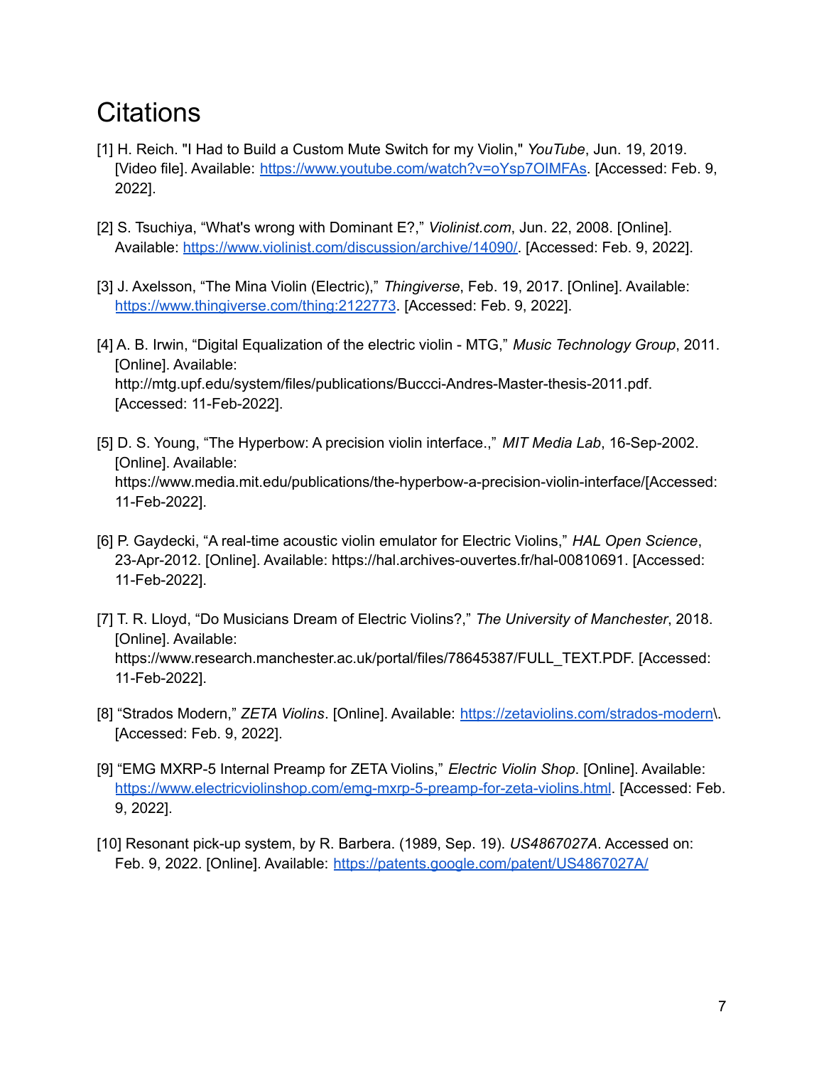# Citations

[1] H. Reich. "I Had to Build a Custom Mute Switch for my Violin," *YouTube*, Jun. 19, 2019. [Video file]. Available: https://www.youtube.com/watch?v=oYsp7OIMFAs. [Accessed: Feb. 9, 2022].

[2] S. Tsuchiya, "What's wrong with Dominant E?," *Violinist.com*, Jun. 22, 2008. [Online]. Available: https://www.violinist.com/discussion/archive/14090/. [Accessed: Feb. 9, 2022].

[3] J. Axelsson, "The Mina Violin (Electric)," *Thingiverse*, Feb. 19, 2017. [Online]. Available: https://www.thingiverse.com/thing:2122773. [Accessed: Feb. 9, 2022].

[4] A. B. Irwin, "Digital Equalization of the electric violin - MTG," *Music Technology Group*, 2011. [Online]. Available: http://mtg.upf.edu/system/files/publications/Buccci-Andres-Master-thesis-2011.pdf. [Accessed: 11-Feb-2022].

[5] D. S. Young, "The Hyperbow: A precision violin interface.," *MIT Media Lab*, 16-Sep-2002. [Online]. Available: https://www.media.mit.edu/publications/the-hyperbow-a-precision-violin-interface/[Accessed: 11-Feb-2022].

[6] P. Gaydecki, "A real-time acoustic violin emulator for Electric Violins," *HAL Open Science*, 23-Apr-2012. [Online]. Available: https://hal.archives-ouvertes.fr/hal-00810691. [Accessed: 11-Feb-2022].

[7] T. R. Lloyd, "Do Musicians Dream of Electric Violins?," *The University of Manchester*, 2018. [Online]. Available: https://www.research.manchester.ac.uk/portal/files/78645387/FULL_TEXT.PDF. [Accessed: 11-Feb-2022].

[8] "Strados Modern," *ZETA Violins*. [Online]. Available: https://zetaviolins.com/strados-modern\. [Accessed: Feb. 9, 2022].

[9] "EMG MXRP-5 Internal Preamp for ZETA Violins," *Electric Violin Shop*. [Online]. Available: https://www.electricviolinshop.com/emg-mxrp-5-preamp-for-zeta-violins.html. [Accessed: Feb. 9, 2022].

[10] Resonant pick-up system, by R. Barbera. (1989, Sep. 19). *US4867027A*. Accessed on: Feb. 9, 2022. [Online]. Available: https://patents.google.com/patent/US4867027A/